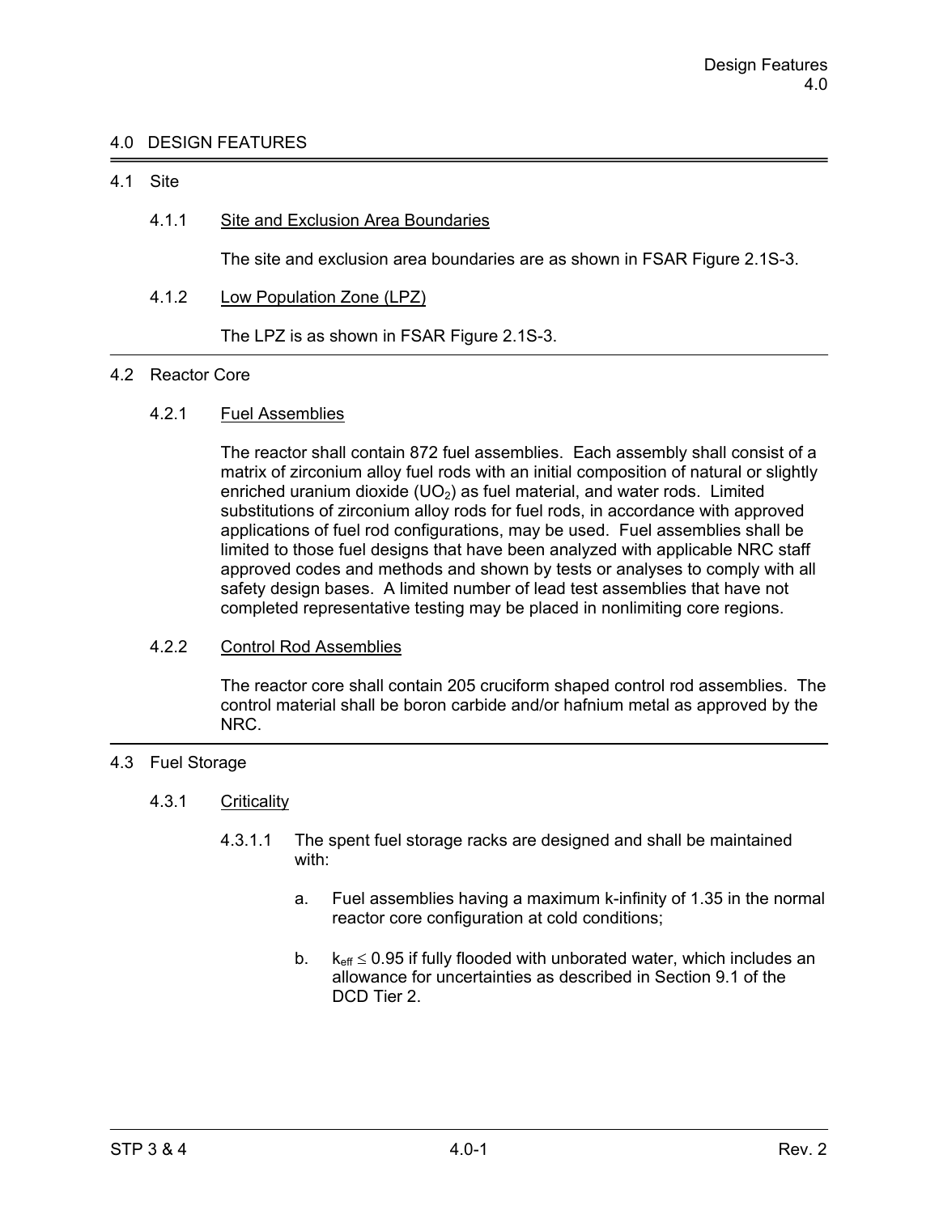# 4.0 DESIGN FEATURES

## 4.1 Site

### 4.1.1 Site and Exclusion Area Boundaries

The site and exclusion area boundaries are as shown in FSAR Figure 2.1S-3.

### 4.1.2 Low Population Zone (LPZ)

The LPZ is as shown in FSAR Figure 2.1S-3.

## 4.2 Reactor Core

### 4.2.1 Fuel Assemblies

The reactor shall contain 872 fuel assemblies. Each assembly shall consist of a matrix of zirconium alloy fuel rods with an initial composition of natural or slightly enriched uranium dioxide ($UO_2$) as fuel material, and water rods. Limited substitutions of zirconium alloy rods for fuel rods, in accordance with approved applications of fuel rod configurations, may be used. Fuel assemblies shall be limited to those fuel designs that have been analyzed with applicable NRC staff approved codes and methods and shown by tests or analyses to comply with all safety design bases. A limited number of lead test assemblies that have not completed representative testing may be placed in nonlimiting core regions.

### 4.2.2 Control Rod Assemblies

The reactor core shall contain 205 cruciform shaped control rod assemblies. The control material shall be boron carbide and/or hafnium metal as approved by the NRC.

## 4.3 Fuel Storage

### 4.3.1 Criticality

4.3.1.1 The spent fuel storage racks are designed and shall be maintained with:

a. Fuel assemblies having a maximum k-infinity of 1.35 in the normal reactor core configuration at cold conditions;

b. $k_{eff} \leq 0.95$ if fully flooded with unborated water, which includes an allowance for uncertainties as described in Section 9.1 of the DCD Tier 2.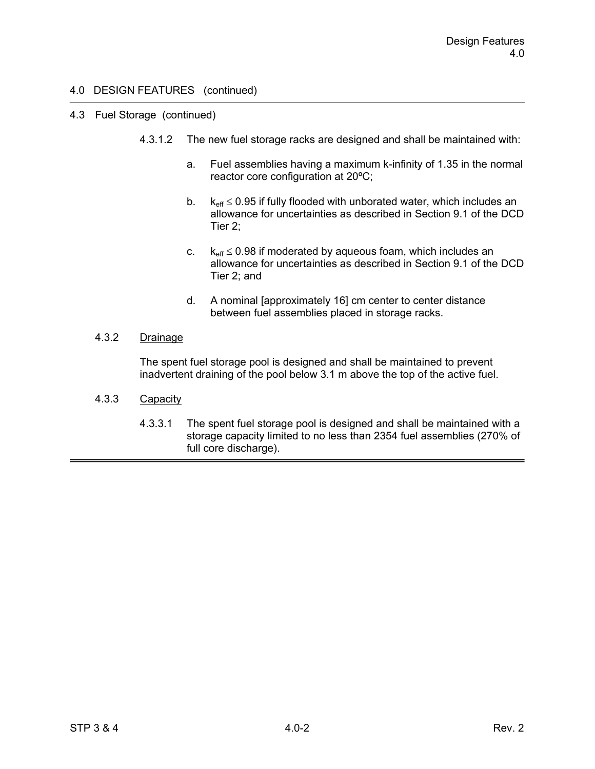## 4.0 DESIGN FEATURES (continued)

### 4.3 Fuel Storage (continued)

4.3.1.2 The new fuel storage racks are designed and shall be maintained with:

a. Fuel assemblies having a maximum k-infinity of 1.35 in the normal reactor core configuration at 20ºC;

b. $k_{eff} \leq 0.95$ if fully flooded with unborated water, which includes an allowance for uncertainties as described in Section 9.1 of the DCD Tier 2;

c. $k_{eff} \leq 0.98$ if moderated by aqueous foam, which includes an allowance for uncertainties as described in Section 9.1 of the DCD Tier 2; and

d. A nominal [approximately 16] cm center to center distance between fuel assemblies placed in storage racks.

#### 4.3.2 Drainage

The spent fuel storage pool is designed and shall be maintained to prevent inadvertent draining of the pool below 3.1 m above the top of the active fuel.

#### 4.3.3 Capacity

4.3.3.1 The spent fuel storage pool is designed and shall be maintained with a storage capacity limited to no less than 2354 fuel assemblies (270% of full core discharge).